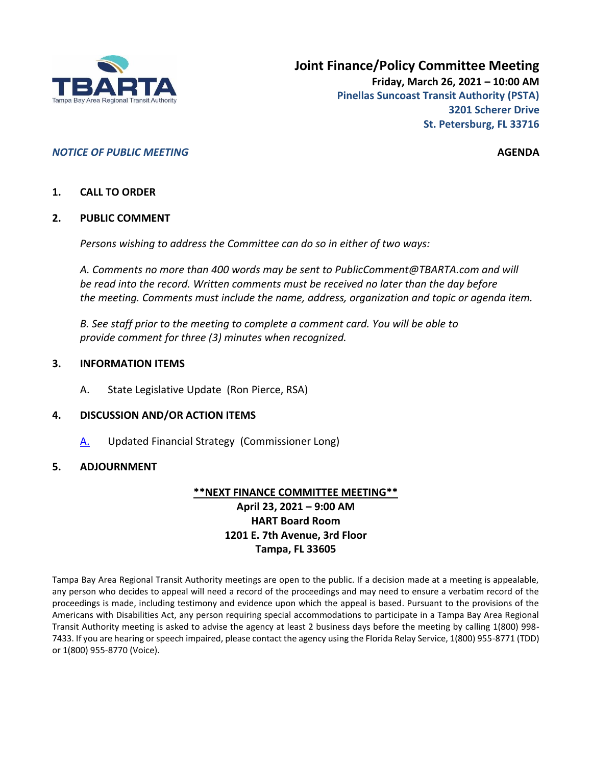TBARTA
Tampa Bay Area Regional Transit Authority

# Joint Finance/Policy Committee Meeting

**Friday, March 26, 2021 – 10:00 AM**
**Pinellas Suncoast Transit Authority (PSTA)**
**3201 Scherer Drive**
**St. Petersburg, FL 33716**

***NOTICE OF PUBLIC MEETING*** **AGENDA**

**1. CALL TO ORDER**

**2. PUBLIC COMMENT**

*Persons wishing to address the Committee can do so in either of two ways:*

*A. Comments no more than 400 words may be sent to PublicComment@TBARTA.com and will be read into the record. Written comments must be received no later than the day before the meeting. Comments must include the name, address, organization and topic or agenda item.*

*B. See staff prior to the meeting to complete a comment card. You will be able to provide comment for three (3) minutes when recognized.*

**3. INFORMATION ITEMS**

A. State Legislative Update (Ron Pierce, RSA)

**4. DISCUSSION AND/OR ACTION ITEMS**

A. Updated Financial Strategy (Commissioner Long)

**5. ADJOURNMENT**

**\*\*NEXT FINANCE COMMITTEE MEETING\*\***
**April 23, 2021 – 9:00 AM**
**HART Board Room**
**1201 E. 7th Avenue, 3rd Floor**
**Tampa, FL 33605**

Tampa Bay Area Regional Transit Authority meetings are open to the public. If a decision made at a meeting is appealable, any person who decides to appeal will need a record of the proceedings and may need to ensure a verbatim record of the proceedings is made, including testimony and evidence upon which the appeal is based. Pursuant to the provisions of the Americans with Disabilities Act, any person requiring special accommodations to participate in a Tampa Bay Area Regional Transit Authority meeting is asked to advise the agency at least 2 business days before the meeting by calling 1(800) 998-7433. If you are hearing or speech impaired, please contact the agency using the Florida Relay Service, 1(800) 955-8771 (TDD) or 1(800) 955-8770 (Voice).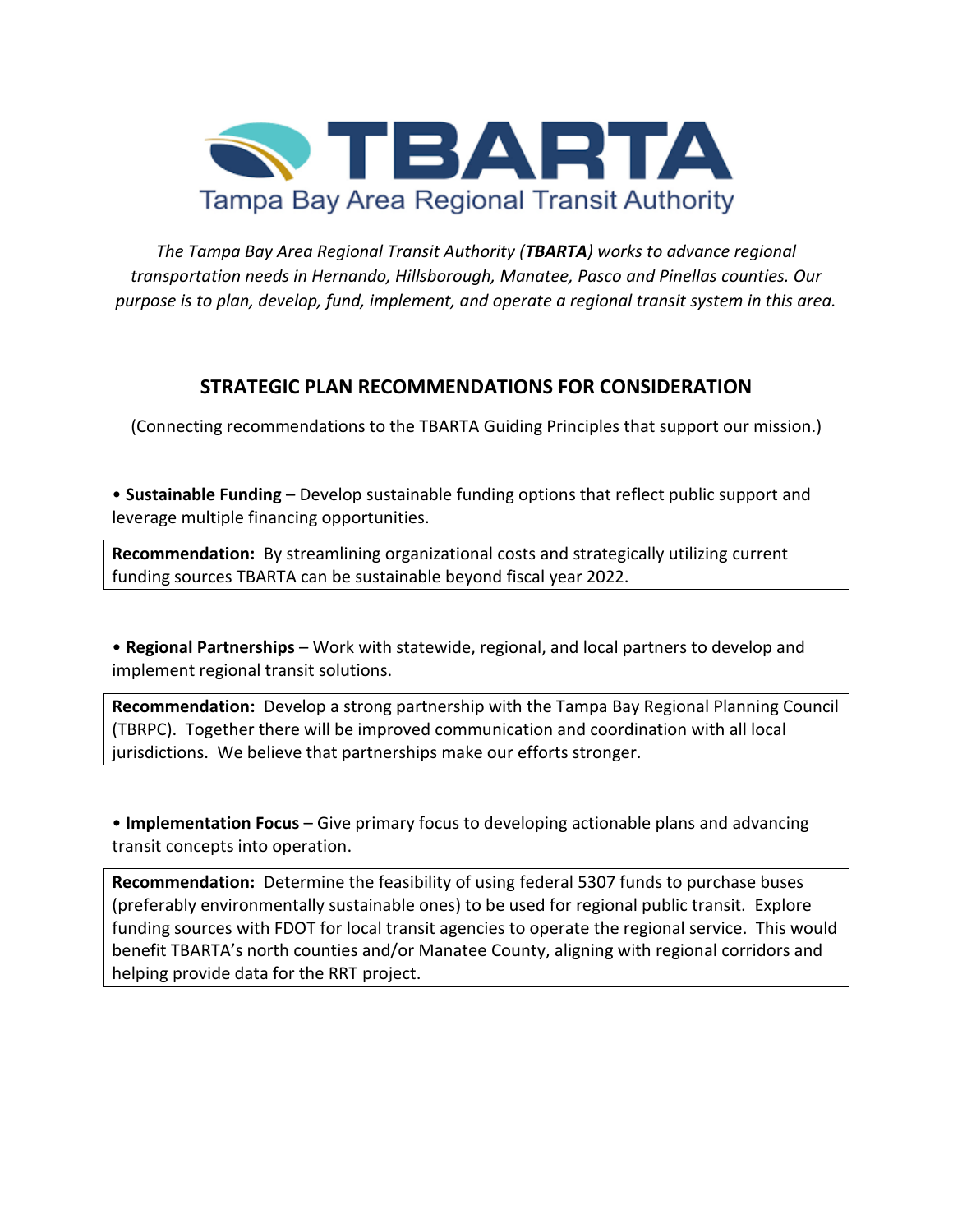# TBARTA

Tampa Bay Area Regional Transit Authority

*The Tampa Bay Area Regional Transit Authority (**TBARTA**) works to advance regional transportation needs in Hernando, Hillsborough, Manatee, Pasco and Pinellas counties. Our purpose is to plan, develop, fund, implement, and operate a regional transit system in this area.*

## STRATEGIC PLAN RECOMMENDATIONS FOR CONSIDERATION

(Connecting recommendations to the TBARTA Guiding Principles that support our mission.)

• **Sustainable Funding** – Develop sustainable funding options that reflect public support and leverage multiple financing opportunities.

> **Recommendation:** By streamlining organizational costs and strategically utilizing current funding sources TBARTA can be sustainable beyond fiscal year 2022.

• **Regional Partnerships** – Work with statewide, regional, and local partners to develop and implement regional transit solutions.

> **Recommendation:** Develop a strong partnership with the Tampa Bay Regional Planning Council (TBRPC). Together there will be improved communication and coordination with all local jurisdictions. We believe that partnerships make our efforts stronger.

• **Implementation Focus** – Give primary focus to developing actionable plans and advancing transit concepts into operation.

> **Recommendation:** Determine the feasibility of using federal 5307 funds to purchase buses (preferably environmentally sustainable ones) to be used for regional public transit. Explore funding sources with FDOT for local transit agencies to operate the regional service. This would benefit TBARTA's north counties and/or Manatee County, aligning with regional corridors and helping provide data for the RRT project.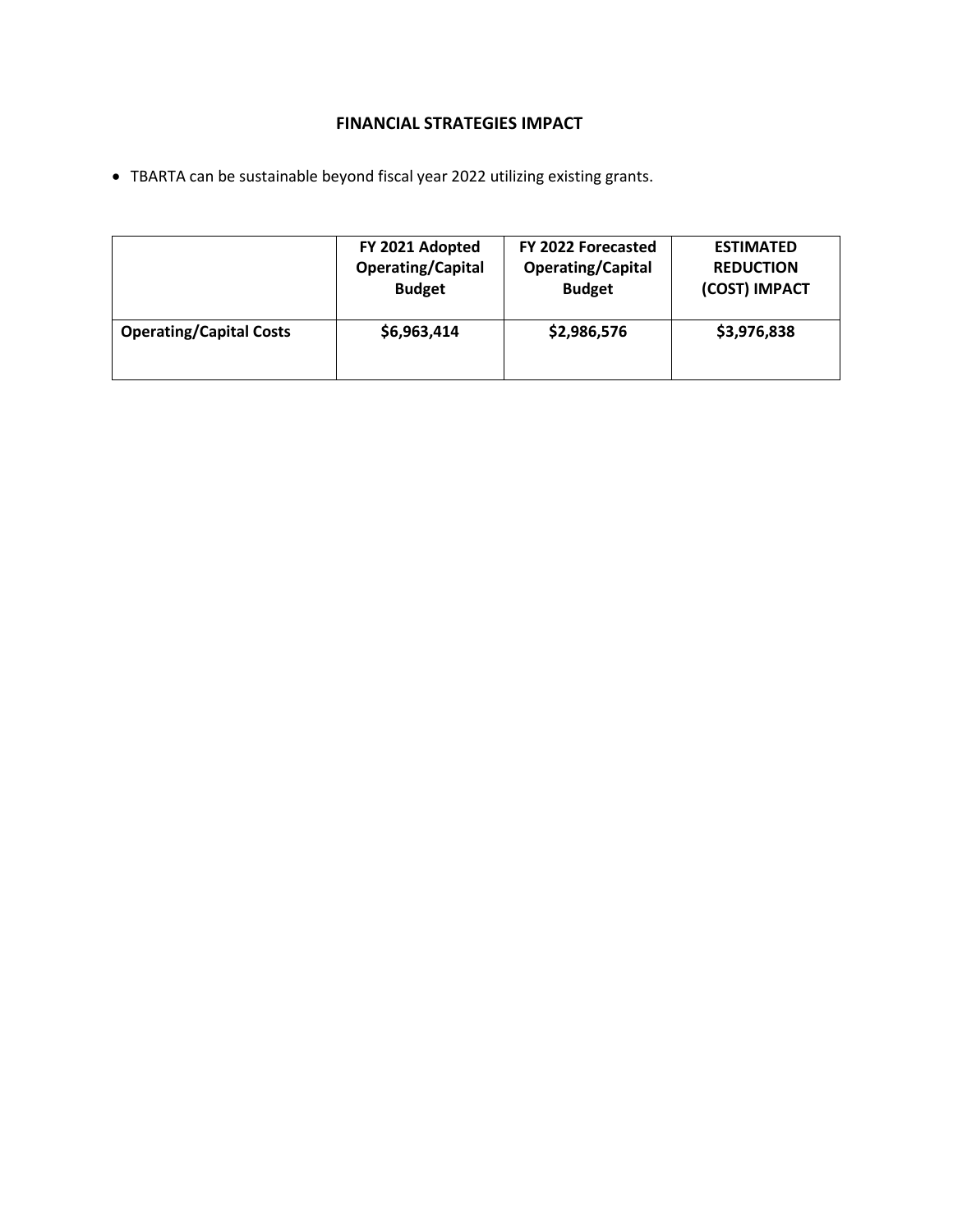## FINANCIAL STRATEGIES IMPACT

- TBARTA can be sustainable beyond fiscal year 2022 utilizing existing grants.

| | FY 2021 Adopted Operating/Capital Budget | FY 2022 Forecasted Operating/Capital Budget | ESTIMATED REDUCTION (COST) IMPACT |
|---|---|---|---|
| **Operating/Capital Costs** | **$6,963,414** | **$2,986,576** | **$3,976,838** |